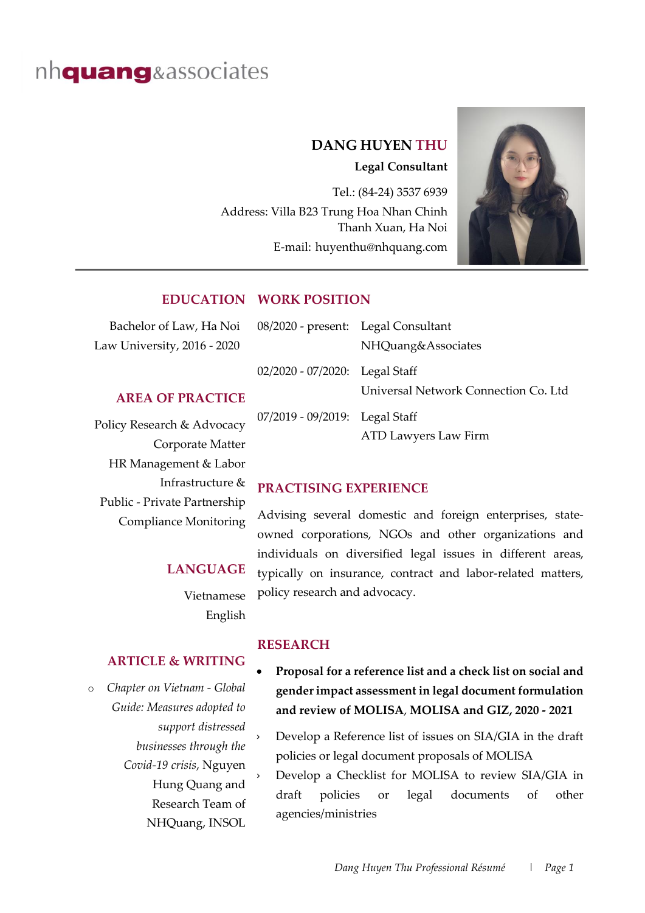nhquang&associates

# DANG HUYEN THU

**Legal Consultant**

Tel.: (84-24) 3537 6939

Address: Villa B23 Trung Hoa Nhan Chinh Thanh Xuan, Ha Noi

E-mail: huyenthu@nhquang.com

## EDUCATION

Bachelor of Law, Ha Noi Law University, 2016 - 2020

## AREA OF PRACTICE

Policy Research & Advocacy

Corporate Matter

HR Management & Labor

Infrastructure & Public - Private Partnership

Compliance Monitoring

## LANGUAGE

Vietnamese

English

## ARTICLE & WRITING

- *Chapter on Vietnam - Global Guide: Measures adopted to support distressed businesses through the Covid-19 crisis*, Nguyen Hung Quang and Research Team of NHQuang, INSOL

## WORK POSITION

| | |
|---|---|
| 08/2020 - present: | Legal Consultant<br>NHQuang&Associates |
| 02/2020 - 07/2020: | Legal Staff<br>Universal Network Connection Co. Ltd |
| 07/2019 - 09/2019: | Legal Staff<br>ATD Lawyers Law Firm |

## PRACTISING EXPERIENCE

Advising several domestic and foreign enterprises, state-owned corporations, NGOs and other organizations and individuals on diversified legal issues in different areas, typically on insurance, contract and labor-related matters, policy research and advocacy.

## RESEARCH

- **Proposal for a reference list and a check list on social and gender impact assessment in legal document formulation and review of MOLISA, MOLISA and GIZ, 2020 - 2021**
  - Develop a Reference list of issues on SIA/GIA in the draft policies or legal document proposals of MOLISA
  - Develop a Checklist for MOLISA to review SIA/GIA in draft policies or legal documents of other agencies/ministries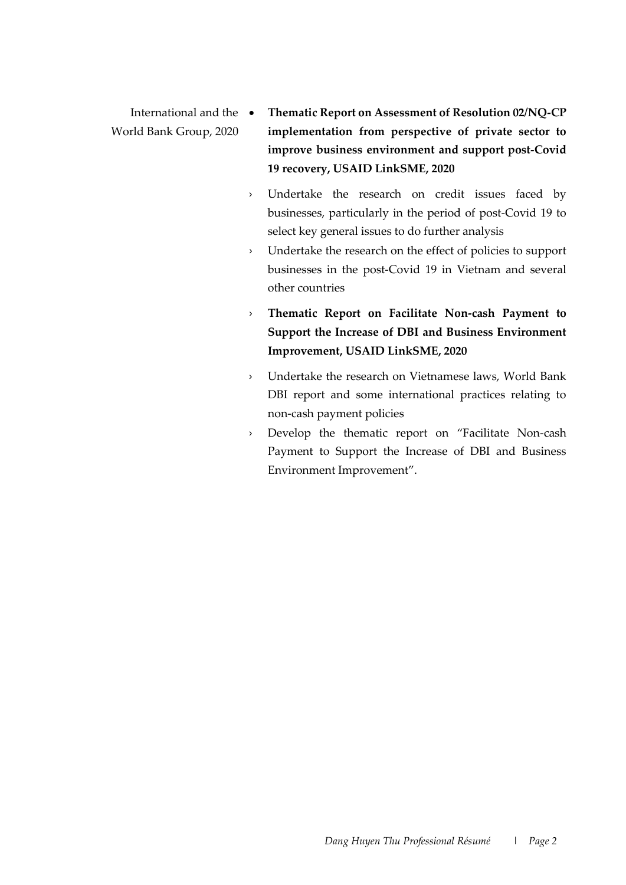International and the World Bank Group, 2020

- **Thematic Report on Assessment of Resolution 02/NQ-CP implementation from perspective of private sector to improve business environment and support post-Covid 19 recovery, USAID LinkSME, 2020**
  - Undertake the research on credit issues faced by businesses, particularly in the period of post-Covid 19 to select key general issues to do further analysis
  - Undertake the research on the effect of policies to support businesses in the post-Covid 19 in Vietnam and several other countries
  - **Thematic Report on Facilitate Non-cash Payment to Support the Increase of DBI and Business Environment Improvement, USAID LinkSME, 2020**
  - Undertake the research on Vietnamese laws, World Bank DBI report and some international practices relating to non-cash payment policies
  - Develop the thematic report on "Facilitate Non-cash Payment to Support the Increase of DBI and Business Environment Improvement".